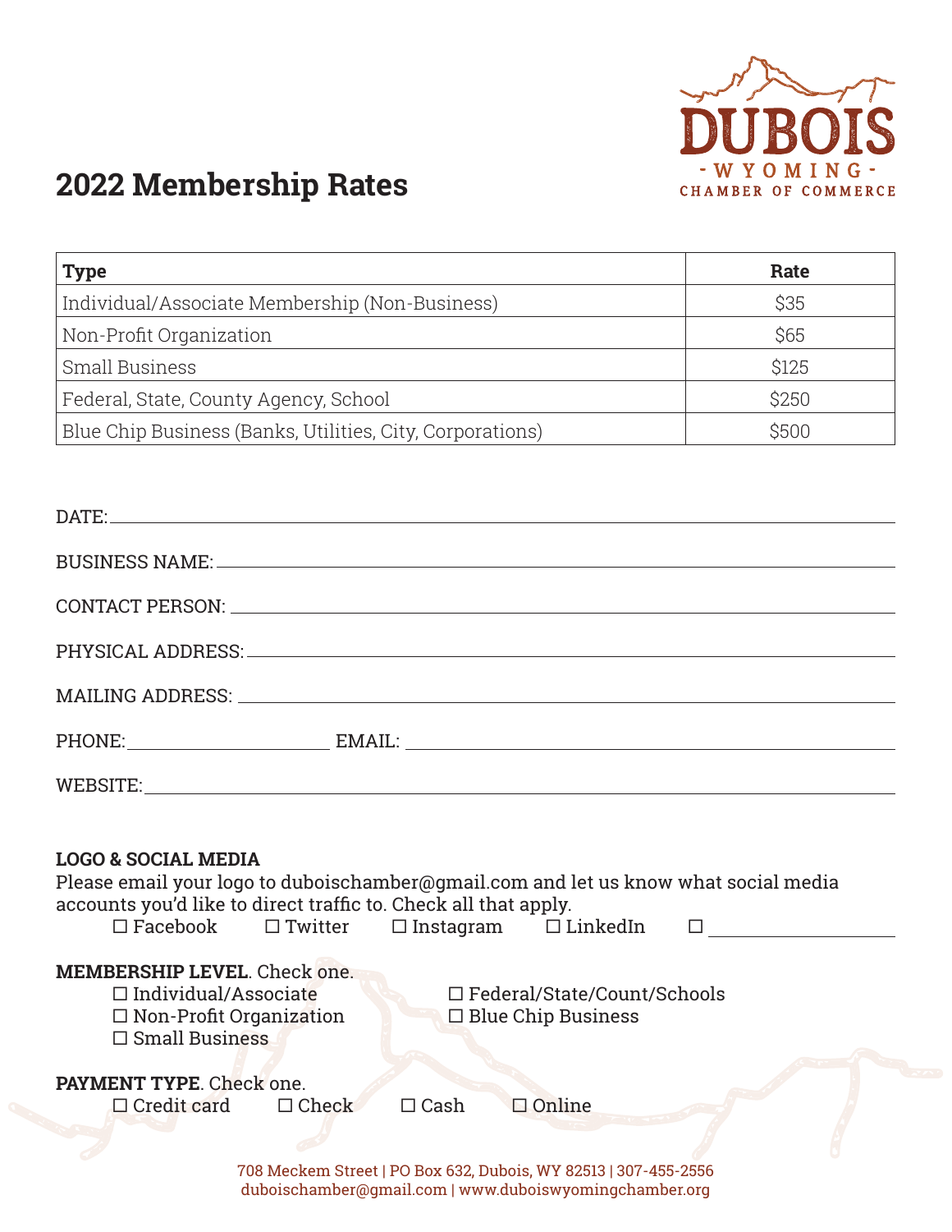DUBOIS
- WYOMING -
CHAMBER OF COMMERCE

# 2022 Membership Rates

| Type | Rate |
|---|---|
| Individual/Associate Membership (Non-Business) | $35 |
| Non-Profit Organization | $65 |
| Small Business | $125 |
| Federal, State, County Agency, School | $250 |
| Blue Chip Business (Banks, Utilities, City, Corporations) | $500 |

DATE: ____________________

BUSINESS NAME: ____________________

CONTACT PERSON: ____________________

PHYSICAL ADDRESS: ____________________

MAILING ADDRESS: ____________________

PHONE: ____________________ EMAIL: ____________________

WEBSITE: ____________________

**LOGO & SOCIAL MEDIA**

Please email your logo to duboischamber@gmail.com and let us know what social media accounts you'd like to direct traffic to. Check all that apply.

☐ Facebook ☐ Twitter ☐ Instagram ☐ LinkedIn ☐ ____________________

**MEMBERSHIP LEVEL**. Check one.

☐ Individual/Associate
☐ Non-Profit Organization
☐ Small Business
☐ Federal/State/Count/Schools
☐ Blue Chip Business

**PAYMENT TYPE**. Check one.

☐ Credit card ☐ Check ☐ Cash ☐ Online

708 Meckem Street | PO Box 632, Dubois, WY 82513 | 307-455-2556
duboischamber@gmail.com | www.duboiswyomingchamber.org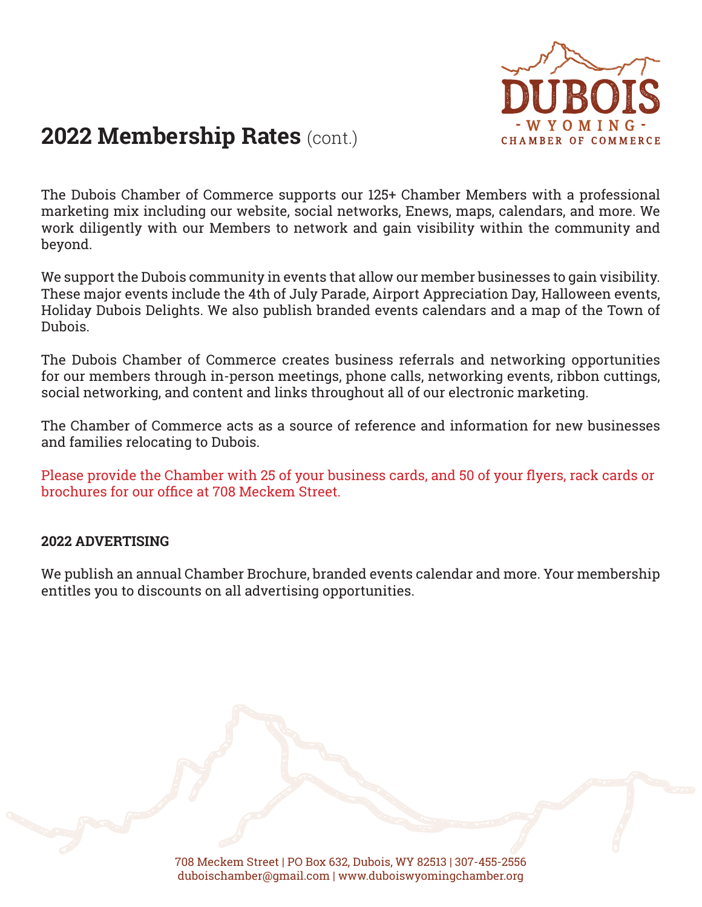# 2022 Membership Rates (cont.)

The Dubois Chamber of Commerce supports our 125+ Chamber Members with a professional marketing mix including our website, social networks, Enews, maps, calendars, and more. We work diligently with our Members to network and gain visibility within the community and beyond.

We support the Dubois community in events that allow our member businesses to gain visibility. These major events include the 4th of July Parade, Airport Appreciation Day, Halloween events, Holiday Dubois Delights. We also publish branded events calendars and a map of the Town of Dubois.

The Dubois Chamber of Commerce creates business referrals and networking opportunities for our members through in-person meetings, phone calls, networking events, ribbon cuttings, social networking, and content and links throughout all of our electronic marketing.

The Chamber of Commerce acts as a source of reference and information for new businesses and families relocating to Dubois.

Please provide the Chamber with 25 of your business cards, and 50 of your flyers, rack cards or brochures for our office at 708 Meckem Street.

**2022 ADVERTISING**

We publish an annual Chamber Brochure, branded events calendar and more. Your membership entitles you to discounts on all advertising opportunities.

708 Meckem Street | PO Box 632, Dubois, WY 82513 | 307-455-2556
duboischamber@gmail.com | www.duboiswyomingchamber.org